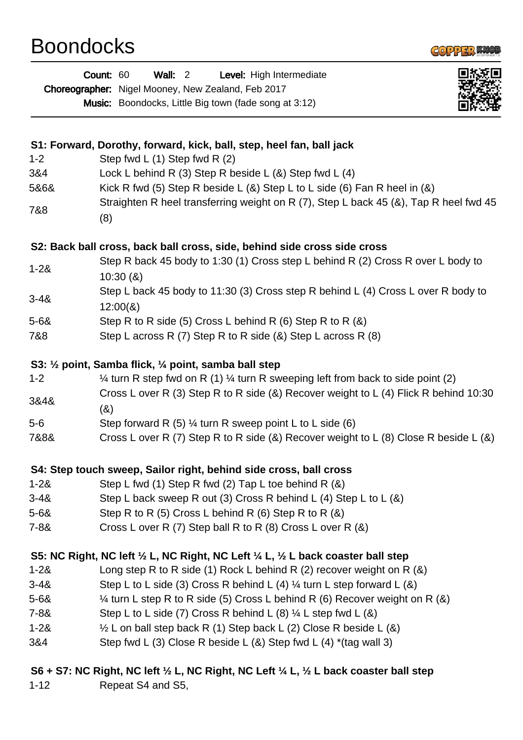# Boondocks

**Count:** 60 **Wall:** 2 **Level:** High Intermediate
**Choreographer:** Nigel Mooney, New Zealand, Feb 2017
**Music:** Boondocks, Little Big town (fade song at 3:12)

---

**S1: Forward, Dorothy, forward, kick, ball, step, heel fan, ball jack**

| | |
|---|---|
| 1-2 | Step fwd L (1) Step fwd R (2) |
| 3&4 | Lock L behind R (3) Step R beside L (&) Step fwd L (4) |
| 5&6& | Kick R fwd (5) Step R beside L (&) Step L to L side (6) Fan R heel in (&) |
| 7&8 | Straighten R heel transferring weight on R (7), Step L back 45 (&), Tap R heel fwd 45 (8) |

**S2: Back ball cross, back ball cross, side, behind side cross side cross**

| | |
|---|---|
| 1-2& | Step R back 45 body to 1:30 (1) Cross step L behind R (2) Cross R over L body to 10:30 (&) |
| 3-4& | Step L back 45 body to 11:30 (3) Cross step R behind L (4) Cross L over R body to 12:00(&) |
| 5-6& | Step R to R side (5) Cross L behind R (6) Step R to R (&) |
| 7&8 | Step L across R (7) Step R to R side (&) Step L across R (8) |

**S3: ½ point, Samba flick, ¼ point, samba ball step**

| | |
|---|---|
| 1-2 | ¼ turn R step fwd on R (1) ¼ turn R sweeping left from back to side point (2) |
| 3&4& | Cross L over R (3) Step R to R side (&) Recover weight to L (4) Flick R behind 10:30 (&) |
| 5-6 | Step forward R (5) ¼ turn R sweep point L to L side (6) |
| 7&8& | Cross L over R (7) Step R to R side (&) Recover weight to L (8) Close R beside L (&) |

**S4: Step touch sweep, Sailor right, behind side cross, ball cross**

| | |
|---|---|
| 1-2& | Step L fwd (1) Step R fwd (2) Tap L toe behind R (&) |
| 3-4& | Step L back sweep R out (3) Cross R behind L (4) Step L to L (&) |
| 5-6& | Step R to R (5) Cross L behind R (6) Step R to R (&) |
| 7-8& | Cross L over R (7) Step ball R to R (8) Cross L over R (&) |

**S5: NC Right, NC left ½ L, NC Right, NC Left ¼ L, ½ L back coaster ball step**

| | |
|---|---|
| 1-2& | Long step R to R side (1) Rock L behind R (2) recover weight on R (&) |
| 3-4& | Step L to L side (3) Cross R behind L (4) ¼ turn L step forward L (&) |
| 5-6& | ¼ turn L step R to R side (5) Cross L behind R (6) Recover weight on R (&) |
| 7-8& | Step L to L side (7) Cross R behind L (8) ¼ L step fwd L (&) |
| 1-2& | ½ L on ball step back R (1) Step back L (2) Close R beside L (&) |
| 3&4 | Step fwd L (3) Close R beside L (&) Step fwd L (4) *(tag wall 3) |

**S6 + S7: NC Right, NC left ½ L, NC Right, NC Left ¼ L, ½ L back coaster ball step**

| | |
|---|---|
| 1-12 | Repeat S4 and S5, |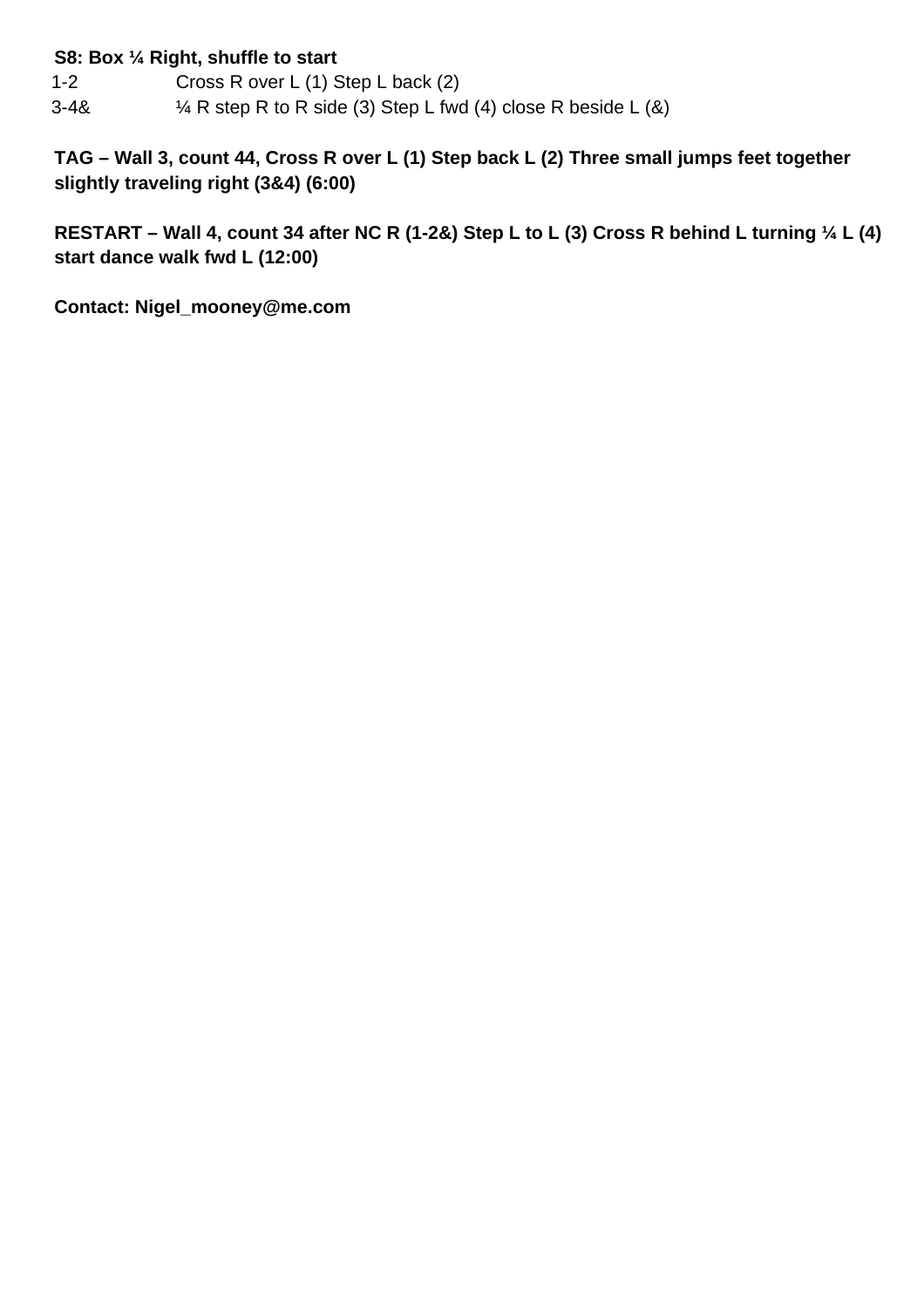**S8: Box ¼ Right, shuffle to start**

| | |
|---|---|
| 1-2 | Cross R over L (1) Step L back (2) |
| 3-4& | ¼ R step R to R side (3) Step L fwd (4) close R beside L (&) |

**TAG – Wall 3, count 44, Cross R over L (1) Step back L (2) Three small jumps feet together slightly traveling right (3&4) (6:00)**

**RESTART – Wall 4, count 34 after NC R (1-2&) Step L to L (3) Cross R behind L turning ¼ L (4) start dance walk fwd L (12:00)**

**Contact: Nigel_mooney@me.com**